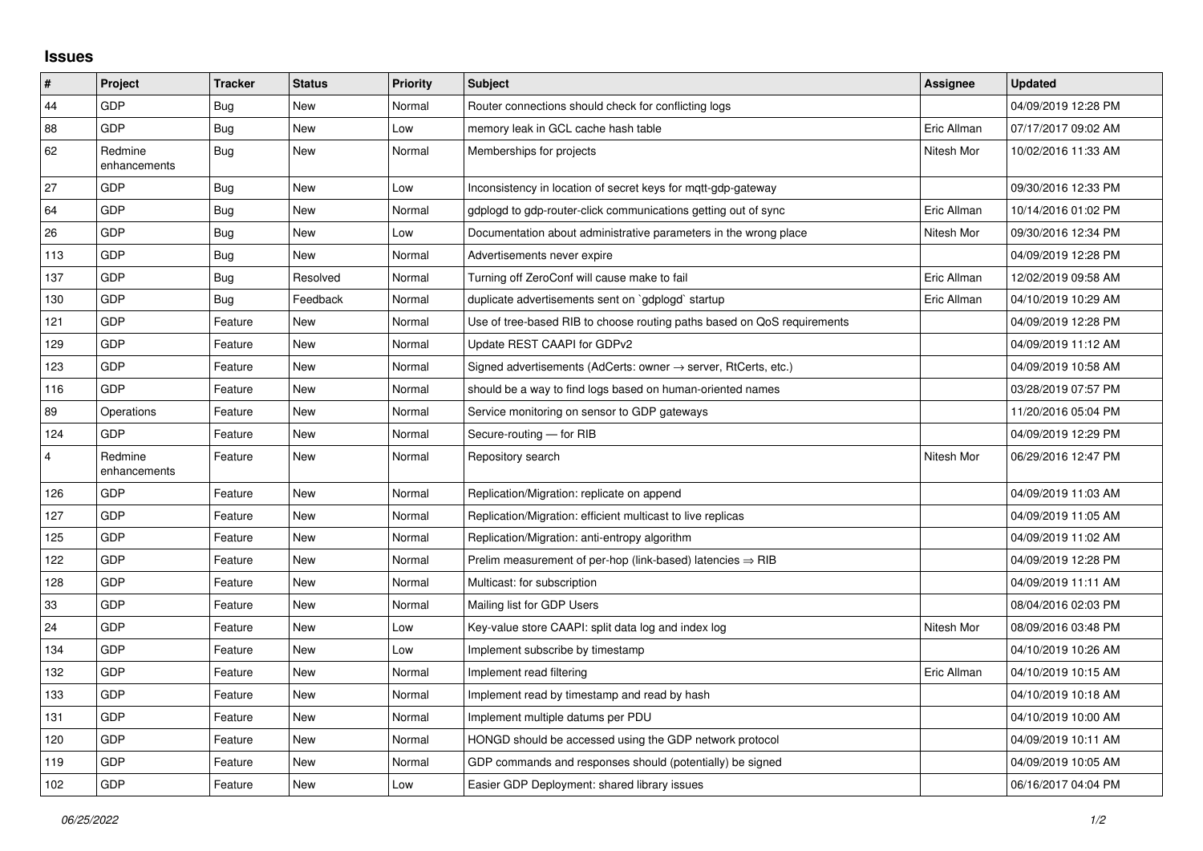# Issues

| # | Project | Tracker | Status | Priority | Subject | Assignee | Updated |
|---|---|---|---|---|---|---|---|
| 44 | GDP | Bug | New | Normal | Router connections should check for conflicting logs | | 04/09/2019 12:28 PM |
| 88 | GDP | Bug | New | Low | memory leak in GCL cache hash table | Eric Allman | 07/17/2017 09:02 AM |
| 62 | Redmine enhancements | Bug | New | Normal | Memberships for projects | Nitesh Mor | 10/02/2016 11:33 AM |
| 27 | GDP | Bug | New | Low | Inconsistency in location of secret keys for mqtt-gdp-gateway | | 09/30/2016 12:33 PM |
| 64 | GDP | Bug | New | Normal | gdplogd to gdp-router-click communications getting out of sync | Eric Allman | 10/14/2016 01:02 PM |
| 26 | GDP | Bug | New | Low | Documentation about administrative parameters in the wrong place | Nitesh Mor | 09/30/2016 12:34 PM |
| 113 | GDP | Bug | New | Normal | Advertisements never expire | | 04/09/2019 12:28 PM |
| 137 | GDP | Bug | Resolved | Normal | Turning off ZeroConf will cause make to fail | Eric Allman | 12/02/2019 09:58 AM |
| 130 | GDP | Bug | Feedback | Normal | duplicate advertisements sent on `gdplogd` startup | Eric Allman | 04/10/2019 10:29 AM |
| 121 | GDP | Feature | New | Normal | Use of tree-based RIB to choose routing paths based on QoS requirements | | 04/09/2019 12:28 PM |
| 129 | GDP | Feature | New | Normal | Update REST CAAPI for GDPv2 | | 04/09/2019 11:12 AM |
| 123 | GDP | Feature | New | Normal | Signed advertisements (AdCerts: owner → server, RtCerts, etc.) | | 04/09/2019 10:58 AM |
| 116 | GDP | Feature | New | Normal | should be a way to find logs based on human-oriented names | | 03/28/2019 07:57 PM |
| 89 | Operations | Feature | New | Normal | Service monitoring on sensor to GDP gateways | | 11/20/2016 05:04 PM |
| 124 | GDP | Feature | New | Normal | Secure-routing — for RIB | | 04/09/2019 12:29 PM |
| 4 | Redmine enhancements | Feature | New | Normal | Repository search | Nitesh Mor | 06/29/2016 12:47 PM |
| 126 | GDP | Feature | New | Normal | Replication/Migration: replicate on append | | 04/09/2019 11:03 AM |
| 127 | GDP | Feature | New | Normal | Replication/Migration: efficient multicast to live replicas | | 04/09/2019 11:05 AM |
| 125 | GDP | Feature | New | Normal | Replication/Migration: anti-entropy algorithm | | 04/09/2019 11:02 AM |
| 122 | GDP | Feature | New | Normal | Prelim measurement of per-hop (link-based) latencies ⇒ RIB | | 04/09/2019 12:28 PM |
| 128 | GDP | Feature | New | Normal | Multicast: for subscription | | 04/09/2019 11:11 AM |
| 33 | GDP | Feature | New | Normal | Mailing list for GDP Users | | 08/04/2016 02:03 PM |
| 24 | GDP | Feature | New | Low | Key-value store CAAPI: split data log and index log | Nitesh Mor | 08/09/2016 03:48 PM |
| 134 | GDP | Feature | New | Low | Implement subscribe by timestamp | | 04/10/2019 10:26 AM |
| 132 | GDP | Feature | New | Normal | Implement read filtering | Eric Allman | 04/10/2019 10:15 AM |
| 133 | GDP | Feature | New | Normal | Implement read by timestamp and read by hash | | 04/10/2019 10:18 AM |
| 131 | GDP | Feature | New | Normal | Implement multiple datums per PDU | | 04/10/2019 10:00 AM |
| 120 | GDP | Feature | New | Normal | HONGD should be accessed using the GDP network protocol | | 04/09/2019 10:11 AM |
| 119 | GDP | Feature | New | Normal | GDP commands and responses should (potentially) be signed | | 04/09/2019 10:05 AM |
| 102 | GDP | Feature | New | Low | Easier GDP Deployment: shared library issues | | 06/16/2017 04:04 PM |

*06/25/2022*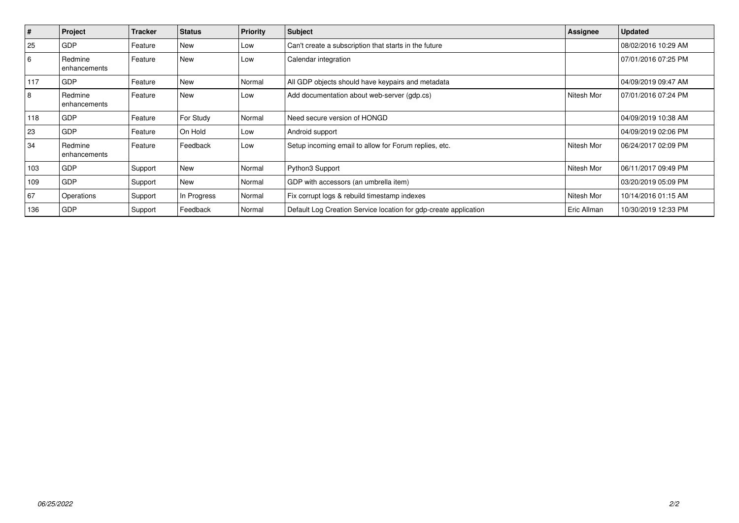| # | Project | Tracker | Status | Priority | Subject | Assignee | Updated |
|---|---|---|---|---|---|---|---|
| 25 | GDP | Feature | New | Low | Can't create a subscription that starts in the future | | 08/02/2016 10:29 AM |
| 6 | Redmine enhancements | Feature | New | Low | Calendar integration | | 07/01/2016 07:25 PM |
| 117 | GDP | Feature | New | Normal | All GDP objects should have keypairs and metadata | | 04/09/2019 09:47 AM |
| 8 | Redmine enhancements | Feature | New | Low | Add documentation about web-server (gdp.cs) | Nitesh Mor | 07/01/2016 07:24 PM |
| 118 | GDP | Feature | For Study | Normal | Need secure version of HONGD | | 04/09/2019 10:38 AM |
| 23 | GDP | Feature | On Hold | Low | Android support | | 04/09/2019 02:06 PM |
| 34 | Redmine enhancements | Feature | Feedback | Low | Setup incoming email to allow for Forum replies, etc. | Nitesh Mor | 06/24/2017 02:09 PM |
| 103 | GDP | Support | New | Normal | Python3 Support | Nitesh Mor | 06/11/2017 09:49 PM |
| 109 | GDP | Support | New | Normal | GDP with accessors (an umbrella item) | | 03/20/2019 05:09 PM |
| 67 | Operations | Support | In Progress | Normal | Fix corrupt logs & rebuild timestamp indexes | Nitesh Mor | 10/14/2016 01:15 AM |
| 136 | GDP | Support | Feedback | Normal | Default Log Creation Service location for gdp-create application | Eric Allman | 10/30/2019 12:33 PM |